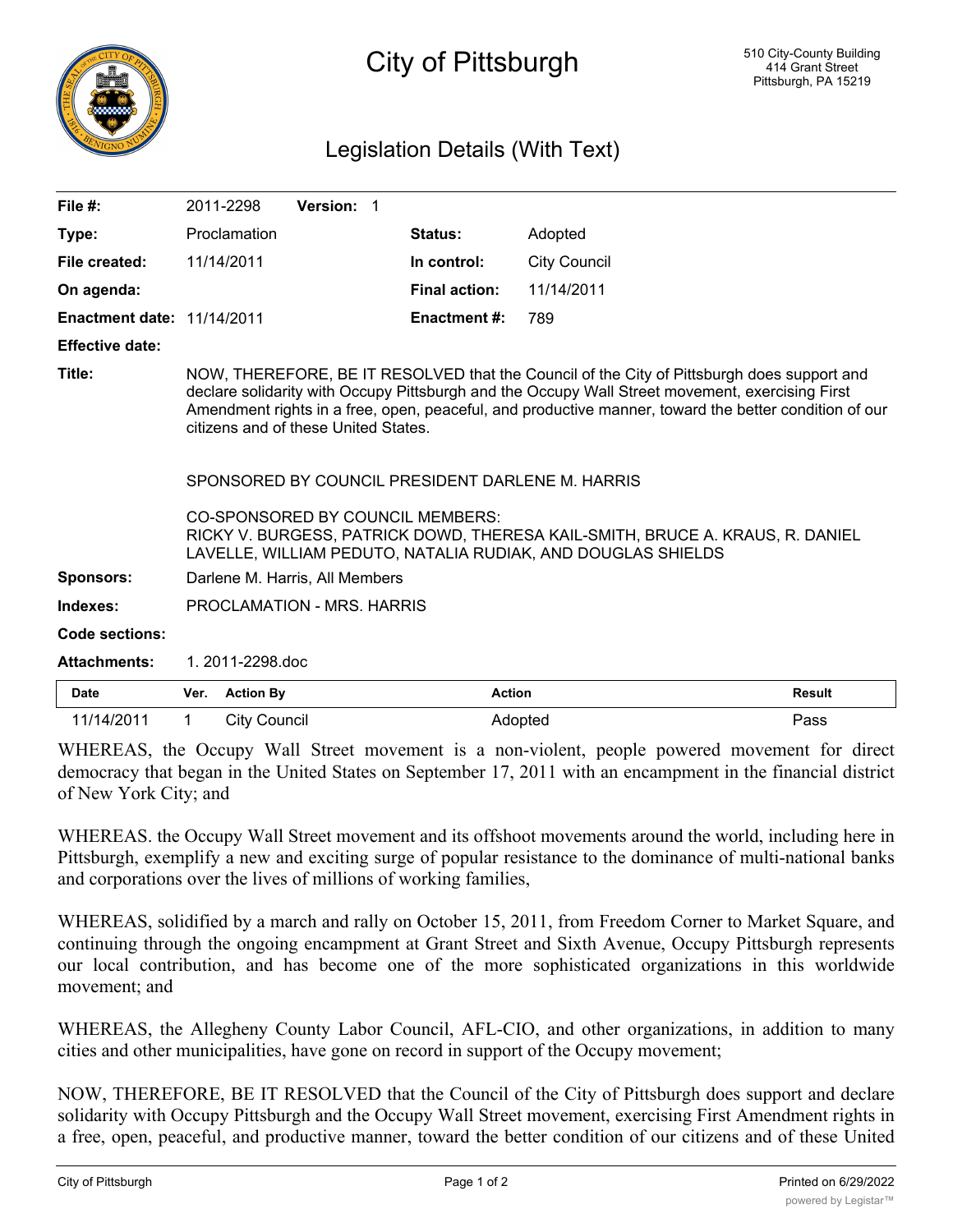# City of Pittsburgh

510 City-County Building
414 Grant Street
Pittsburgh, PA 15219

## Legislation Details (With Text)

**File #:** 2011-2298 **Version:** 1

**Type:** Proclamation **Status:** Adopted

**File created:** 11/14/2011 **In control:** City Council

**On agenda:** **Final action:** 11/14/2011

**Enactment date:** 11/14/2011 **Enactment #:** 789

**Effective date:**

**Title:** NOW, THEREFORE, BE IT RESOLVED that the Council of the City of Pittsburgh does support and declare solidarity with Occupy Pittsburgh and the Occupy Wall Street movement, exercising First Amendment rights in a free, open, peaceful, and productive manner, toward the better condition of our citizens and of these United States.

SPONSORED BY COUNCIL PRESIDENT DARLENE M. HARRIS

CO-SPONSORED BY COUNCIL MEMBERS:
RICKY V. BURGESS, PATRICK DOWD, THERESA KAIL-SMITH, BRUCE A. KRAUS, R. DANIEL LAVELLE, WILLIAM PEDUTO, NATALIA RUDIAK, AND DOUGLAS SHIELDS

**Sponsors:** Darlene M. Harris, All Members

**Indexes:** PROCLAMATION - MRS. HARRIS

**Code sections:**

**Attachments:** 1. 2011-2298.doc

| Date | Ver. | Action By | Action | Result |
|---|---|---|---|---|
| 11/14/2011 | 1 | City Council | Adopted | Pass |

WHEREAS, the Occupy Wall Street movement is a non-violent, people powered movement for direct democracy that began in the United States on September 17, 2011 with an encampment in the financial district of New York City; and

WHEREAS. the Occupy Wall Street movement and its offshoot movements around the world, including here in Pittsburgh, exemplify a new and exciting surge of popular resistance to the dominance of multi-national banks and corporations over the lives of millions of working families,

WHEREAS, solidified by a march and rally on October 15, 2011, from Freedom Corner to Market Square, and continuing through the ongoing encampment at Grant Street and Sixth Avenue, Occupy Pittsburgh represents our local contribution, and has become one of the more sophisticated organizations in this worldwide movement; and

WHEREAS, the Allegheny County Labor Council, AFL-CIO, and other organizations, in addition to many cities and other municipalities, have gone on record in support of the Occupy movement;

NOW, THEREFORE, BE IT RESOLVED that the Council of the City of Pittsburgh does support and declare solidarity with Occupy Pittsburgh and the Occupy Wall Street movement, exercising First Amendment rights in a free, open, peaceful, and productive manner, toward the better condition of our citizens and of these United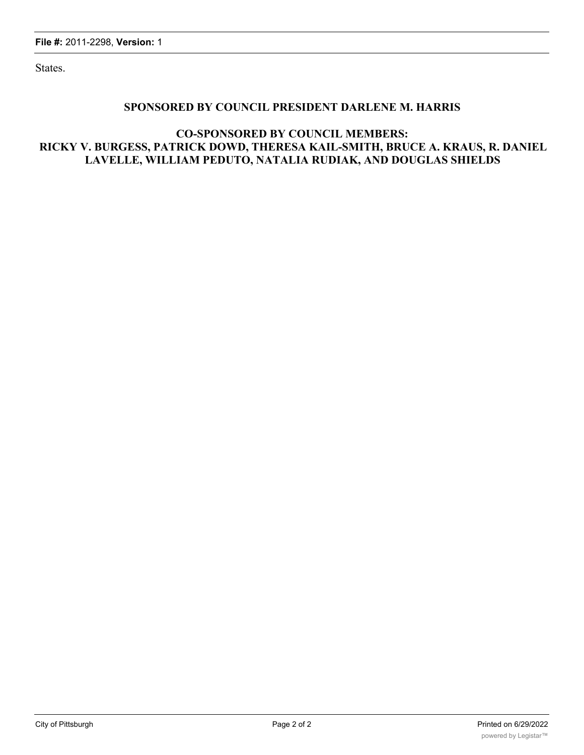States.

**SPONSORED BY COUNCIL PRESIDENT DARLENE M. HARRIS**

**CO-SPONSORED BY COUNCIL MEMBERS:**
**RICKY V. BURGESS, PATRICK DOWD, THERESA KAIL-SMITH, BRUCE A. KRAUS, R. DANIEL LAVELLE, WILLIAM PEDUTO, NATALIA RUDIAK, AND DOUGLAS SHIELDS**